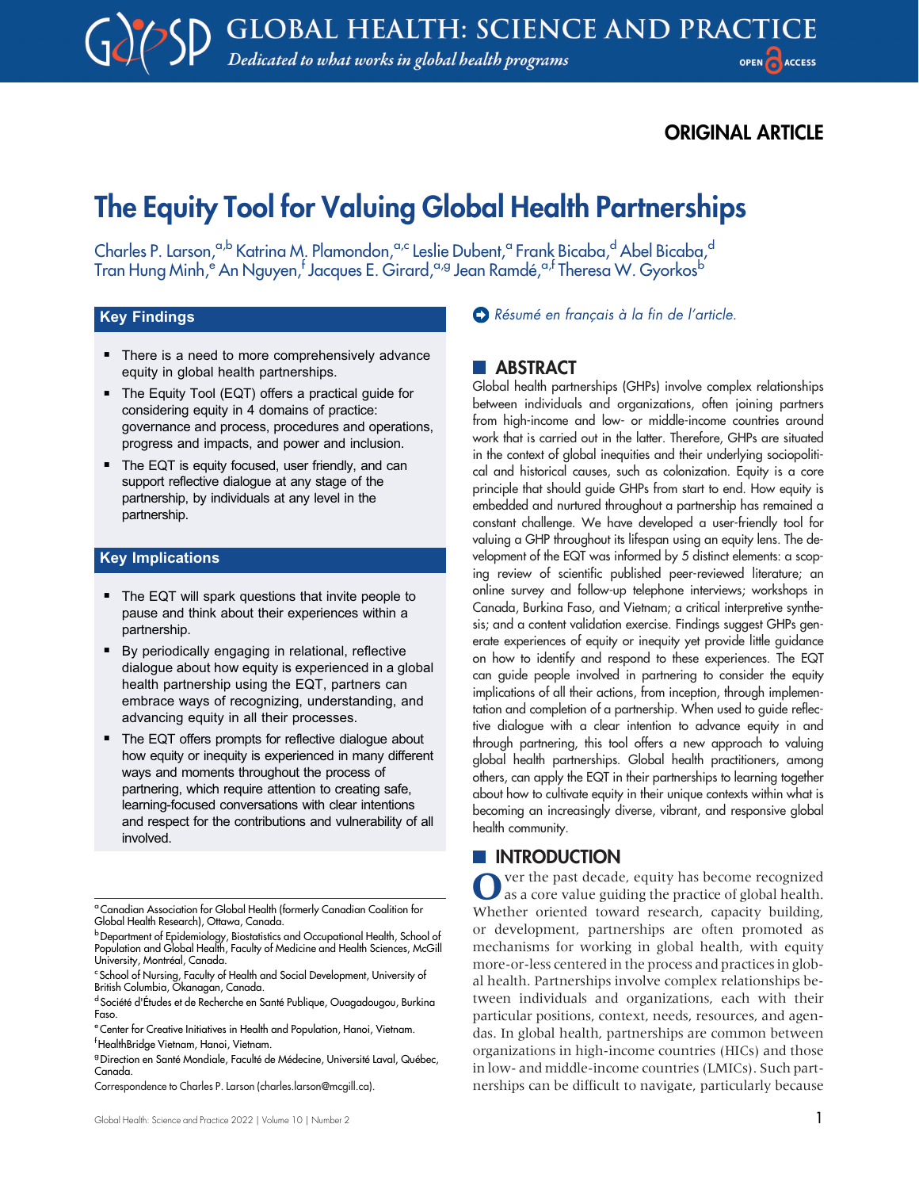ORIGINAL ARTICLE

# The Equity Tool for Valuing Global Health Partnerships

Charles P. Larson,[a,b] Katrina M. Plamondon,[a,c] Leslie Dubent,[a] Frank Bicaba,[d] Abel Bicaba,[d] Tran Hung Minh,[e] An Nguyen,[f] Jacques E. Girard,[a,g] Jean Ramdé,[a,f] Theresa W. Gyorkos[b]

## Key Findings

- There is a need to more comprehensively advance equity in global health partnerships.
- The Equity Tool (EQT) offers a practical guide for considering equity in 4 domains of practice: governance and process, procedures and operations, progress and impacts, and power and inclusion.
- The EQT is equity focused, user friendly, and can support reflective dialogue at any stage of the partnership, by individuals at any level in the partnership.

## Key Implications

- The EQT will spark questions that invite people to pause and think about their experiences within a partnership.
- By periodically engaging in relational, reflective dialogue about how equity is experienced in a global health partnership using the EQT, partners can embrace ways of recognizing, understanding, and advancing equity in all their processes.
- The EQT offers prompts for reflective dialogue about how equity or inequity is experienced in many different ways and moments throughout the process of partnering, which require attention to creating safe, learning-focused conversations with clear intentions and respect for the contributions and vulnerability of all involved.

[a] Canadian Association for Global Health (formerly Canadian Coalition for Global Health Research), Ottawa, Canada.
[b] Department of Epidemiology, Biostatistics and Occupational Health, School of Population and Global Health, Faculty of Medicine and Health Sciences, McGill University, Montréal, Canada.
[c] School of Nursing, Faculty of Health and Social Development, University of British Columbia, Okanagan, Canada.
[d] Société d'Études et de Recherche en Santé Publique, Ouagadougou, Burkina Faso.
[e] Center for Creative Initiatives in Health and Population, Hanoi, Vietnam.
[f] HealthBridge Vietnam, Hanoi, Vietnam.
[g] Direction en Santé Mondiale, Faculté de Médecine, Université Laval, Québec, Canada.
Correspondence to Charles P. Larson (charles.larson@mcgill.ca).

*Résumé en français à la fin de l'article.*

## ABSTRACT

Global health partnerships (GHPs) involve complex relationships between individuals and organizations, often joining partners from high-income and low- or middle-income countries around work that is carried out in the latter. Therefore, GHPs are situated in the context of global inequities and their underlying sociopolitical and historical causes, such as colonization. Equity is a core principle that should guide GHPs from start to end. How equity is embedded and nurtured throughout a partnership has remained a constant challenge. We have developed a user-friendly tool for valuing a GHP throughout its lifespan using an equity lens. The development of the EQT was informed by 5 distinct elements: a scoping review of scientific published peer-reviewed literature; an online survey and follow-up telephone interviews; workshops in Canada, Burkina Faso, and Vietnam; a critical interpretive synthesis; and a content validation exercise. Findings suggest GHPs generate experiences of equity or inequity yet provide little guidance on how to identify and respond to these experiences. The EQT can guide people involved in partnering to consider the equity implications of all their actions, from inception, through implementation and completion of a partnership. When used to guide reflective dialogue with a clear intention to advance equity in and through partnering, this tool offers a new approach to valuing global health partnerships. Global health practitioners, among others, can apply the EQT in their partnerships to learning together about how to cultivate equity in their unique contexts within what is becoming an increasingly diverse, vibrant, and responsive global health community.

## INTRODUCTION

Over the past decade, equity has become recognized as a core value guiding the practice of global health. Whether oriented toward research, capacity building, or development, partnerships are often promoted as mechanisms for working in global health, with equity more-or-less centered in the process and practices in global health. Partnerships involve complex relationships between individuals and organizations, each with their particular positions, context, needs, resources, and agendas. In global health, partnerships are common between organizations in high-income countries (HICs) and those in low- and middle-income countries (LMICs). Such partnerships can be difficult to navigate, particularly because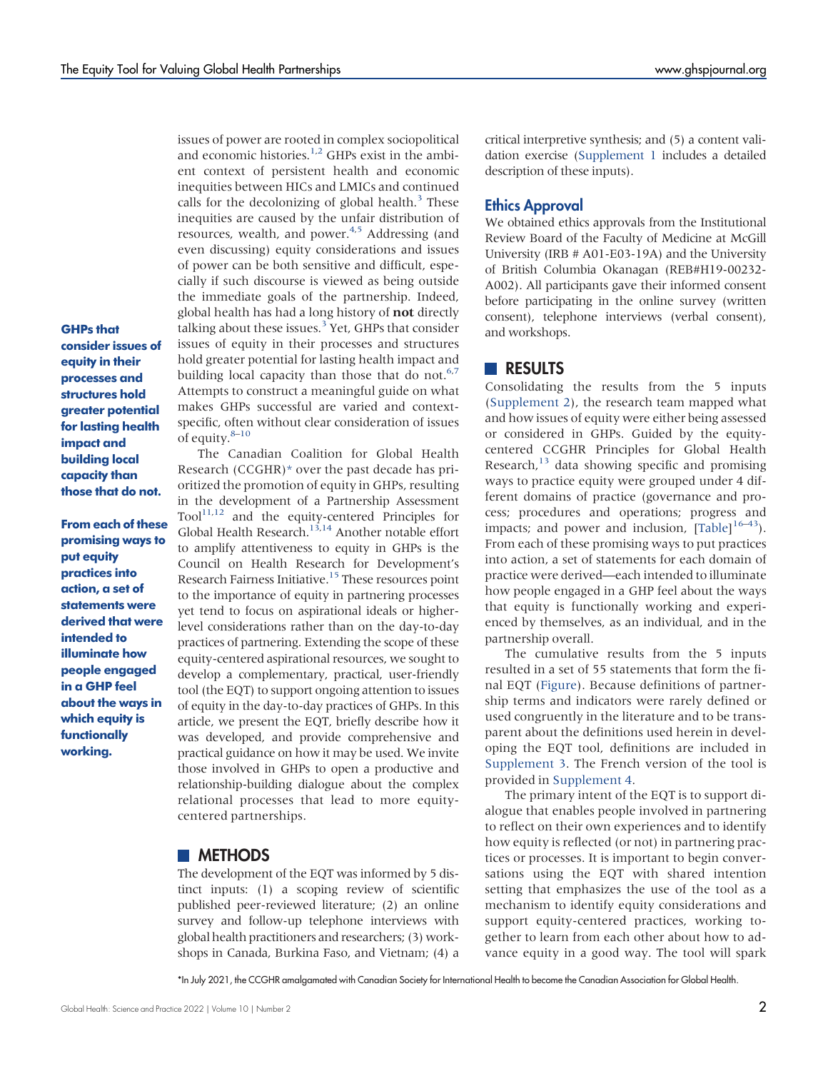issues of power are rooted in complex sociopolitical and economic histories.[1,2] GHPs exist in the ambient context of persistent health and economic inequities between HICs and LMICs and continued calls for the decolonizing of global health.[3] These inequities are caused by the unfair distribution of resources, wealth, and power.[4,5] Addressing (and even discussing) equity considerations and issues of power can be both sensitive and difficult, especially if such discourse is viewed as being outside the immediate goals of the partnership. Indeed, global health has had a long history of **not** directly talking about these issues.[3] Yet, GHPs that consider issues of equity in their processes and structures hold greater potential for lasting health impact and building local capacity than those that do not.[6,7] Attempts to construct a meaningful guide on what makes GHPs successful are varied and context-specific, often without clear consideration of issues of equity.[8–10]

**GHPs that consider issues of equity in their processes and structures hold greater potential for lasting health impact and building local capacity than those that do not.**

The Canadian Coalition for Global Health Research (CCGHR)* over the past decade has prioritized the promotion of equity in GHPs, resulting in the development of a Partnership Assessment Tool[11,12] and the equity-centered Principles for Global Health Research.[13,14] Another notable effort to amplify attentiveness to equity in GHPs is the Council on Health Research for Development's Research Fairness Initiative.[15] These resources point to the importance of equity in partnering processes yet tend to focus on aspirational ideals or higher-level considerations rather than on the day-to-day practices of partnering. Extending the scope of these equity-centered aspirational resources, we sought to develop a complementary, practical, user-friendly tool (the EQT) to support ongoing attention to issues of equity in the day-to-day practices of GHPs. In this article, we present the EQT, briefly describe how it was developed, and provide comprehensive and practical guidance on how it may be used. We invite those involved in GHPs to open a productive and relationship-building dialogue about the complex relational processes that lead to more equity-centered partnerships.

## METHODS

The development of the EQT was informed by 5 distinct inputs: (1) a scoping review of scientific published peer-reviewed literature; (2) an online survey and follow-up telephone interviews with global health practitioners and researchers; (3) workshops in Canada, Burkina Faso, and Vietnam; (4) a critical interpretive synthesis; and (5) a content validation exercise (Supplement 1 includes a detailed description of these inputs).

### Ethics Approval

We obtained ethics approvals from the Institutional Review Board of the Faculty of Medicine at McGill University (IRB # A01-E03-19A) and the University of British Columbia Okanagan (REB#H19-00232-A002). All participants gave their informed consent before participating in the online survey (written consent), telephone interviews (verbal consent), and workshops.

## RESULTS

Consolidating the results from the 5 inputs (Supplement 2), the research team mapped what and how issues of equity were either being assessed or considered in GHPs. Guided by the equity-centered CCGHR Principles for Global Health Research,[13] data showing specific and promising ways to practice equity were grouped under 4 different domains of practice (governance and process; procedures and operations; progress and impacts; and power and inclusion, [Table][16–43]). From each of these promising ways to put practices into action, a set of statements for each domain of practice were derived—each intended to illuminate how people engaged in a GHP feel about the ways that equity is functionally working and experienced by themselves, as an individual, and in the partnership overall.

**From each of these promising ways to put equity practices into action, a set of statements were derived that were intended to illuminate how people engaged in a GHP feel about the ways in which equity is functionally working.**

The cumulative results from the 5 inputs resulted in a set of 55 statements that form the final EQT (Figure). Because definitions of partnership terms and indicators were rarely defined or used congruently in the literature and to be transparent about the definitions used herein in developing the EQT tool, definitions are included in Supplement 3. The French version of the tool is provided in Supplement 4.

The primary intent of the EQT is to support dialogue that enables people involved in partnering to reflect on their own experiences and to identify how equity is reflected (or not) in partnering practices or processes. It is important to begin conversations using the EQT with shared intention setting that emphasizes the use of the tool as a mechanism to identify equity considerations and support equity-centered practices, working together to learn from each other about how to advance equity in a good way. The tool will spark

*In July 2021, the CCGHR amalgamated with Canadian Society for International Health to become the Canadian Association for Global Health.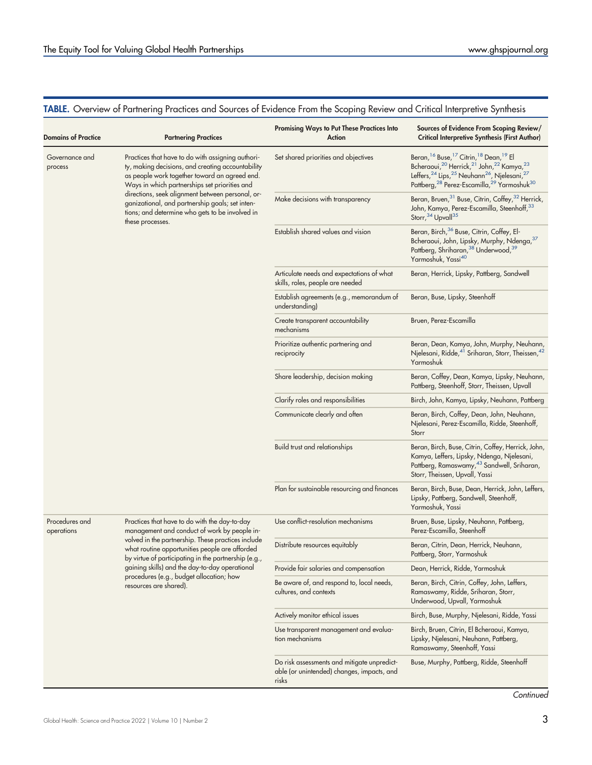**TABLE.** Overview of Partnering Practices and Sources of Evidence From the Scoping Review and Critical Interpretive Synthesis

| Domains of Practice | Partnering Practices | Promising Ways to Put These Practices Into Action | Sources of Evidence From Scoping Review/ Critical Interpretive Synthesis (First Author) |
|---|---|---|---|
| Governance and process | Practices that have to do with assigning authority, making decisions, and creating accountability as people work together toward an agreed end. Ways in which partnerships set priorities and directions, seek alignment between personal, organizational, and partnership goals; set intentions; and determine who gets to be involved in these processes. | Set shared priorities and objectives | Beran,[16] Buse,[17] Citrin,[18] Dean,[19] El Bcheraoui,[20] Herrick,[21] John,[22] Kamya,[23] Leffers,[24] Lips,[25] Neuhann[26], Njelesani,[27] Pattberg,[28] Perez-Escamilla,[29] Yarmoshuk[30] |
| | | Make decisions with transparency | Beran, Bruen,[31] Buse, Citrin, Coffey,[32] Herrick, John, Kamya, Perez-Escamilla, Steenhoff,[33] Storr,[34] Upvall[35] |
| | | Establish shared values and vision | Beran, Birch,[36] Buse, Citrin, Coffey, El-Bcheraoui, John, Lipsky, Murphy, Ndenga,[37] Pattberg, Shriharan,[38] Underwood,[39] Yarmoshuk, Yassi[40] |
| | | Articulate needs and expectations of what skills, roles, people are needed | Beran, Herrick, Lipsky, Pattberg, Sandwell |
| | | Establish agreements (e.g., memorandum of understanding) | Beran, Buse, Lipsky, Steenhoff |
| | | Create transparent accountability mechanisms | Bruen, Perez-Escamilla |
| | | Prioritize authentic partnering and reciprocity | Beran, Dean, Kamya, John, Murphy, Neuhann, Njelesani, Ridde,[41] Sriharan, Storr, Theissen,[42] Yarmoshuk |
| | | Share leadership, decision making | Beran, Coffey, Dean, Kamya, Lipsky, Neuhann, Pattberg, Steenhoff, Storr, Theissen, Upvall |
| | | Clarify roles and responsibilities | Birch, John, Kamya, Lipsky, Neuhann, Pattberg |
| | | Communicate clearly and often | Beran, Birch, Coffey, Dean, John, Neuhann, Njelesani, Perez-Escamilla, Ridde, Steenhoff, Storr |
| | | Build trust and relationships | Beran, Birch, Buse, Citrin, Coffey, Herrick, John, Kamya, Leffers, Lipsky, Ndenga, Njelesani, Pattberg, Ramaswamy,[43] Sandwell, Sriharan, Storr, Theissen, Upvall, Yassi |
| | | Plan for sustainable resourcing and finances | Beran, Birch, Buse, Dean, Herrick, John, Leffers, Lipsky, Pattberg, Sandwell, Steenhoff, Yarmoshuk, Yassi |
| Procedures and operations | Practices that have to do with the day-to-day management and conduct of work by people involved in the partnership. These practices include what routine opportunities people are afforded by virtue of participating in the partnership (e.g., gaining skills) and the day-to-day operational procedures (e.g., budget allocation; how resources are shared). | Use conflict-resolution mechanisms | Bruen, Buse, Lipsky, Neuhann, Pattberg, Perez-Escamilla, Steenhoff |
| | | Distribute resources equitably | Beran, Citrin, Dean, Herrick, Neuhann, Pattberg, Storr, Yarmoshuk |
| | | Provide fair salaries and compensation | Dean, Herrick, Ridde, Yarmoshuk |
| | | Be aware of, and respond to, local needs, cultures, and contexts | Beran, Birch, Citrin, Coffey, John, Leffers, Ramaswamy, Ridde, Sriharan, Storr, Underwood, Upvall, Yarmoshuk |
| | | Actively monitor ethical issues | Birch, Buse, Murphy, Njelesani, Ridde, Yassi |
| | | Use transparent management and evaluation mechanisms | Birch, Bruen, Citrin, El Bcheraoui, Kamya, Lipsky, Njelesani, Neuhann, Pattberg, Ramaswamy, Steenhoff, Yassi |
| | | Do risk assessments and mitigate unpredictable (or unintended) changes, impacts, and risks | Buse, Murphy, Pattberg, Ridde, Steenhoff |

*Continued*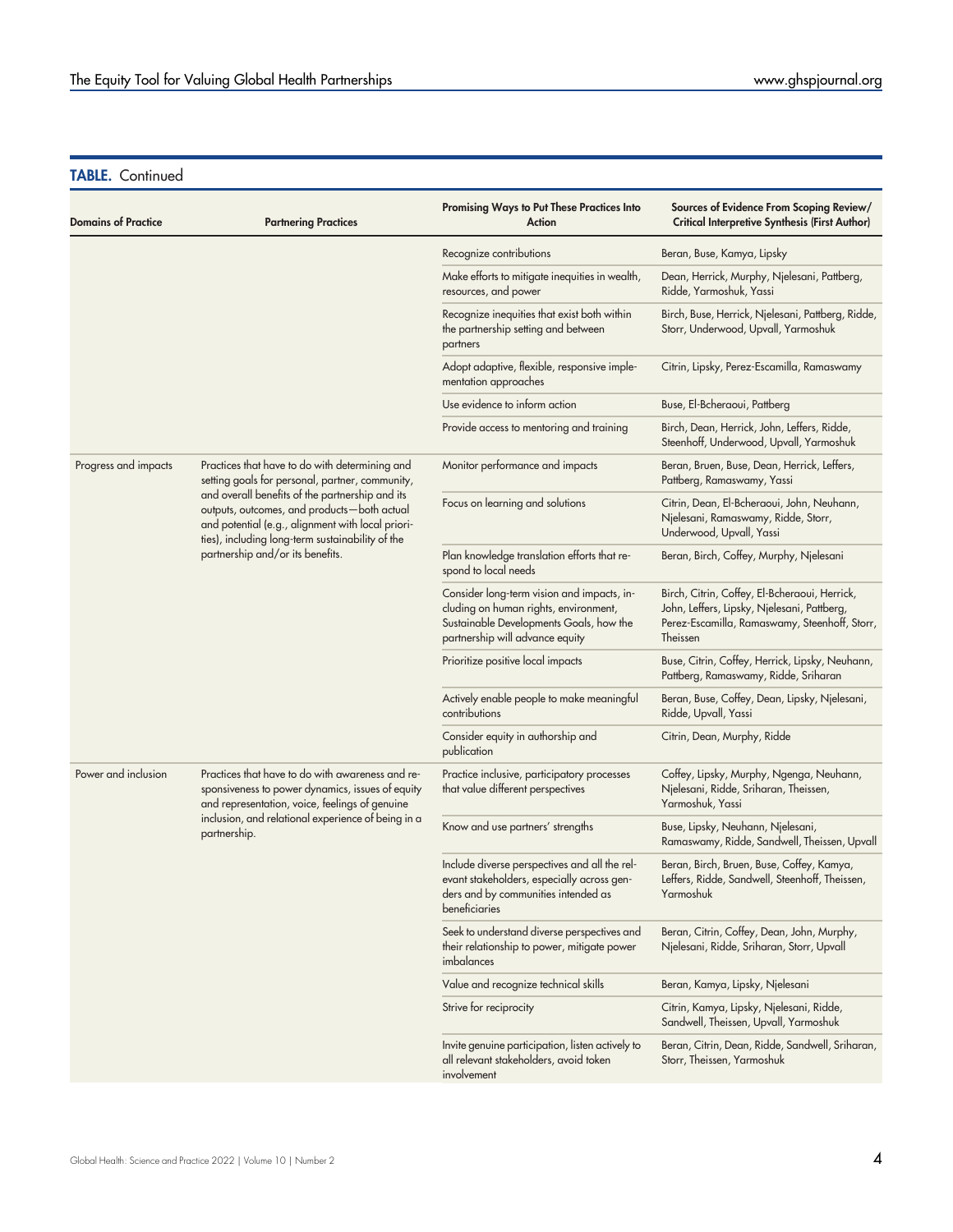**TABLE.** Continued

| Domains of Practice | Partnering Practices | Promising Ways to Put These Practices Into Action | Sources of Evidence From Scoping Review/ Critical Interpretive Synthesis (First Author) |
|---|---|---|---|
| | | Recognize contributions | Beran, Buse, Kamya, Lipsky |
| | | Make efforts to mitigate inequities in wealth, resources, and power | Dean, Herrick, Murphy, Njelesani, Pattberg, Ridde, Yarmoshuk, Yassi |
| | | Recognize inequities that exist both within the partnership setting and between partners | Birch, Buse, Herrick, Njelesani, Pattberg, Ridde, Storr, Underwood, Upvall, Yarmoshuk |
| | | Adopt adaptive, flexible, responsive implementation approaches | Citrin, Lipsky, Perez-Escamilla, Ramaswamy |
| | | Use evidence to inform action | Buse, El-Bcheraoui, Pattberg |
| | | Provide access to mentoring and training | Birch, Dean, Herrick, John, Leffers, Ridde, Steenhoff, Underwood, Upvall, Yarmoshuk |
| Progress and impacts | Practices that have to do with determining and setting goals for personal, partner, community, and overall benefits of the partnership and its outputs, outcomes, and products—both actual and potential (e.g., alignment with local priorities), including long-term sustainability of the partnership and/or its benefits. | Monitor performance and impacts | Beran, Bruen, Buse, Dean, Herrick, Leffers, Pattberg, Ramaswamy, Yassi |
| | | Focus on learning and solutions | Citrin, Dean, El-Bcheraoui, John, Neuhann, Njelesani, Ramaswamy, Ridde, Storr, Underwood, Upvall, Yassi |
| | | Plan knowledge translation efforts that respond to local needs | Beran, Birch, Coffey, Murphy, Njelesani |
| | | Consider long-term vision and impacts, including on human rights, environment, Sustainable Developments Goals, how the partnership will advance equity | Birch, Citrin, Coffey, El-Bcheraoui, Herrick, John, Leffers, Lipsky, Njelesani, Pattberg, Perez-Escamilla, Ramaswamy, Steenhoff, Storr, Theissen |
| | | Prioritize positive local impacts | Buse, Citrin, Coffey, Herrick, Lipsky, Neuhann, Pattberg, Ramaswamy, Ridde, Sriharan |
| | | Actively enable people to make meaningful contributions | Beran, Buse, Coffey, Dean, Lipsky, Njelesani, Ridde, Upvall, Yassi |
| | | Consider equity in authorship and publication | Citrin, Dean, Murphy, Ridde |
| Power and inclusion | Practices that have to do with awareness and responsiveness to power dynamics, issues of equity and representation, voice, feelings of genuine inclusion, and relational experience of being in a partnership. | Practice inclusive, participatory processes that value different perspectives | Coffey, Lipsky, Murphy, Ngenga, Neuhann, Njelesani, Ridde, Sriharan, Theissen, Yarmoshuk, Yassi |
| | | Know and use partners' strengths | Buse, Lipsky, Neuhann, Njelesani, Ramaswamy, Ridde, Sandwell, Theissen, Upvall |
| | | Include diverse perspectives and all the relevant stakeholders, especially across genders and by communities intended as beneficiaries | Beran, Birch, Bruen, Buse, Coffey, Kamya, Leffers, Ridde, Sandwell, Steenhoff, Theissen, Yarmoshuk |
| | | Seek to understand diverse perspectives and their relationship to power, mitigate power imbalances | Beran, Citrin, Coffey, Dean, John, Murphy, Njelesani, Ridde, Sriharan, Storr, Upvall |
| | | Value and recognize technical skills | Beran, Kamya, Lipsky, Njelesani |
| | | Strive for reciprocity | Citrin, Kamya, Lipsky, Njelesani, Ridde, Sandwell, Theissen, Upvall, Yarmoshuk |
| | | Invite genuine participation, listen actively to all relevant stakeholders, avoid token involvement | Beran, Citrin, Dean, Ridde, Sandwell, Sriharan, Storr, Theissen, Yarmoshuk |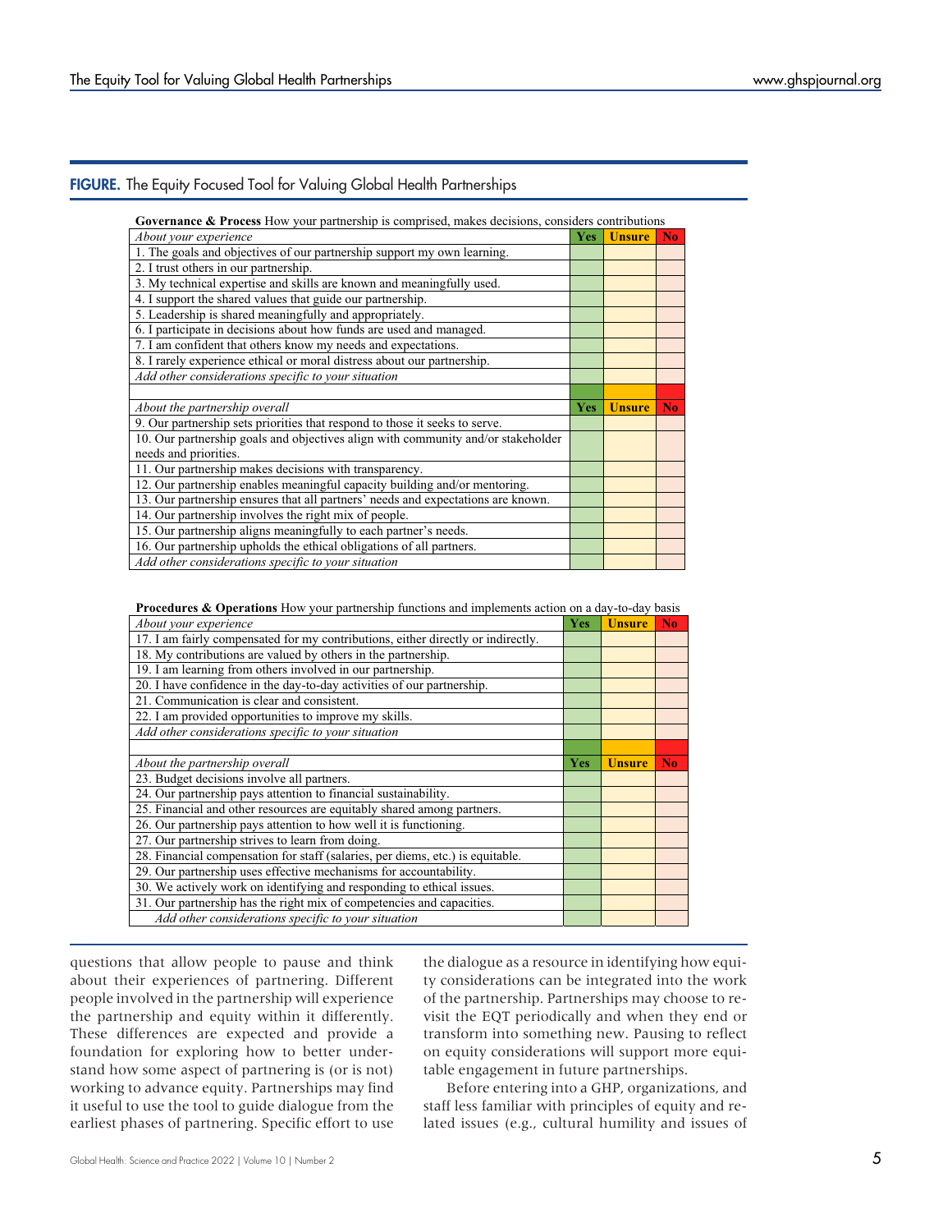**FIGURE.** The Equity Focused Tool for Valuing Global Health Partnerships

**Governance & Process** How your partnership is comprised, makes decisions, considers contributions

| *About your experience* | Yes | Unsure | No |
|---|---|---|---|
| 1. The goals and objectives of our partnership support my own learning. | | | |
| 2. I trust others in our partnership. | | | |
| 3. My technical expertise and skills are known and meaningfully used. | | | |
| 4. I support the shared values that guide our partnership. | | | |
| 5. Leadership is shared meaningfully and appropriately. | | | |
| 6. I participate in decisions about how funds are used and managed. | | | |
| 7. I am confident that others know my needs and expectations. | | | |
| 8. I rarely experience ethical or moral distress about our partnership. | | | |
| *Add other considerations specific to your situation* | | | |
| | | | |
| *About the partnership overall* | Yes | Unsure | No |
| 9. Our partnership sets priorities that respond to those it seeks to serve. | | | |
| 10. Our partnership goals and objectives align with community and/or stakeholder needs and priorities. | | | |
| 11. Our partnership makes decisions with transparency. | | | |
| 12. Our partnership enables meaningful capacity building and/or mentoring. | | | |
| 13. Our partnership ensures that all partners' needs and expectations are known. | | | |
| 14. Our partnership involves the right mix of people. | | | |
| 15. Our partnership aligns meaningfully to each partner's needs. | | | |
| 16. Our partnership upholds the ethical obligations of all partners. | | | |
| *Add other considerations specific to your situation* | | | |

**Procedures & Operations** How your partnership functions and implements action on a day-to-day basis

| *About your experience* | Yes | Unsure | No |
|---|---|---|---|
| 17. I am fairly compensated for my contributions, either directly or indirectly. | | | |
| 18. My contributions are valued by others in the partnership. | | | |
| 19. I am learning from others involved in our partnership. | | | |
| 20. I have confidence in the day-to-day activities of our partnership. | | | |
| 21. Communication is clear and consistent. | | | |
| 22. I am provided opportunities to improve my skills. | | | |
| *Add other considerations specific to your situation* | | | |
| | | | |
| *About the partnership overall* | Yes | Unsure | No |
| 23. Budget decisions involve all partners. | | | |
| 24. Our partnership pays attention to financial sustainability. | | | |
| 25. Financial and other resources are equitably shared among partners. | | | |
| 26. Our partnership pays attention to how well it is functioning. | | | |
| 27. Our partnership strives to learn from doing. | | | |
| 28. Financial compensation for staff (salaries, per diems, etc.) is equitable. | | | |
| 29. Our partnership uses effective mechanisms for accountability. | | | |
| 30. We actively work on identifying and responding to ethical issues. | | | |
| 31. Our partnership has the right mix of competencies and capacities. | | | |
| *Add other considerations specific to your situation* | | | |

questions that allow people to pause and think about their experiences of partnering. Different people involved in the partnership will experience the partnership and equity within it differently. These differences are expected and provide a foundation for exploring how to better understand how some aspect of partnering is (or is not) working to advance equity. Partnerships may find it useful to use the tool to guide dialogue from the earliest phases of partnering. Specific effort to use the dialogue as a resource in identifying how equity considerations can be integrated into the work of the partnership. Partnerships may choose to revisit the EQT periodically and when they end or transform into something new. Pausing to reflect on equity considerations will support more equitable engagement in future partnerships.

Before entering into a GHP, organizations, and staff less familiar with principles of equity and related issues (e.g., cultural humility and issues of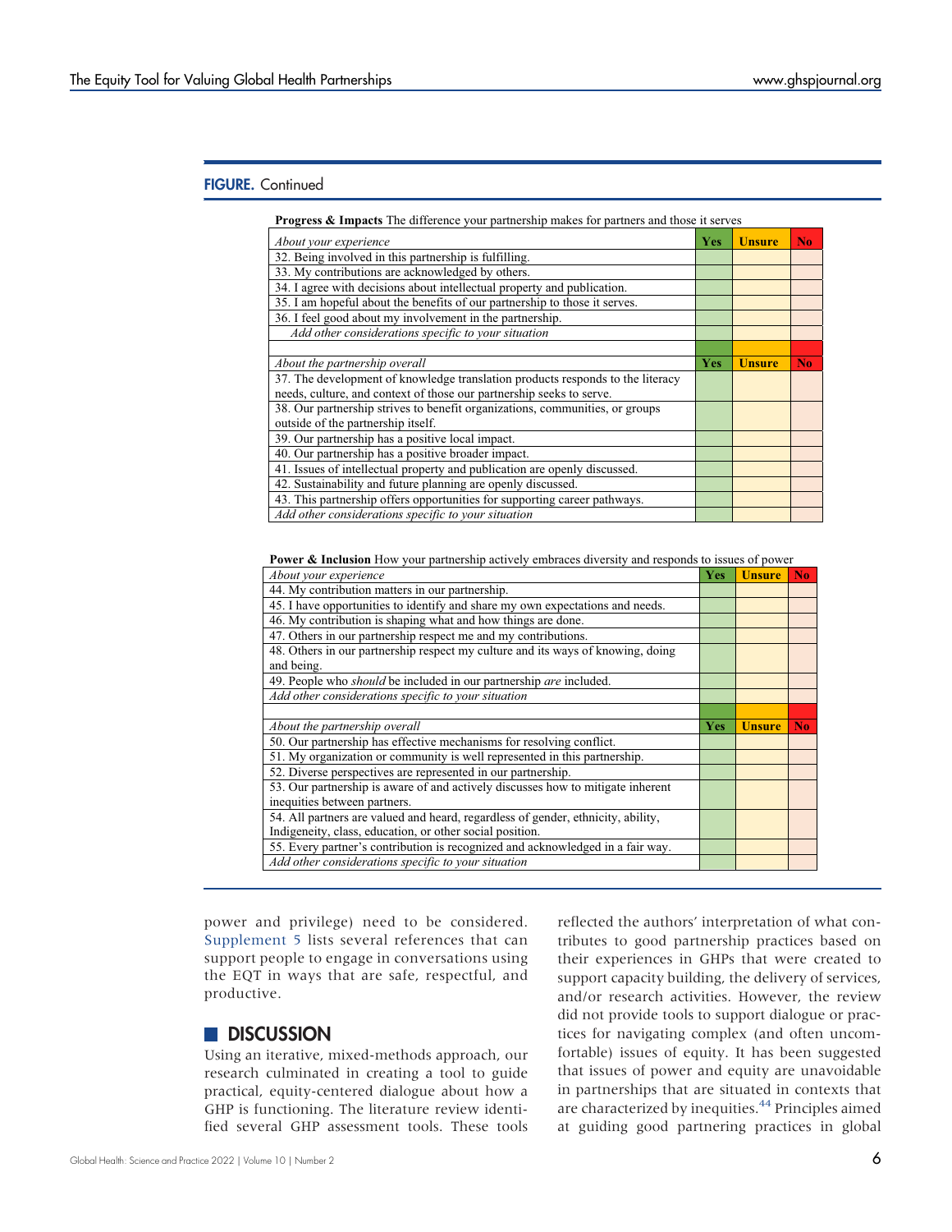**FIGURE.** Continued

**Progress & Impacts** The difference your partnership makes for partners and those it serves

| *About your experience* | Yes | Unsure | No |
|---|---|---|---|
| 32. Being involved in this partnership is fulfilling. | | | |
| 33. My contributions are acknowledged by others. | | | |
| 34. I agree with decisions about intellectual property and publication. | | | |
| 35. I am hopeful about the benefits of our partnership to those it serves. | | | |
| 36. I feel good about my involvement in the partnership. | | | |
| *Add other considerations specific to your situation* | | | |
| | | | |
| *About the partnership overall* | Yes | Unsure | No |
| 37. The development of knowledge translation products responds to the literacy needs, culture, and context of those our partnership seeks to serve. | | | |
| 38. Our partnership strives to benefit organizations, communities, or groups outside of the partnership itself. | | | |
| 39. Our partnership has a positive local impact. | | | |
| 40. Our partnership has a positive broader impact. | | | |
| 41. Issues of intellectual property and publication are openly discussed. | | | |
| 42. Sustainability and future planning are openly discussed. | | | |
| 43. This partnership offers opportunities for supporting career pathways. | | | |
| *Add other considerations specific to your situation* | | | |

**Power & Inclusion** How your partnership actively embraces diversity and responds to issues of power

| *About your experience* | Yes | Unsure | No |
|---|---|---|---|
| 44. My contribution matters in our partnership. | | | |
| 45. I have opportunities to identify and share my own expectations and needs. | | | |
| 46. My contribution is shaping what and how things are done. | | | |
| 47. Others in our partnership respect me and my contributions. | | | |
| 48. Others in our partnership respect my culture and its ways of knowing, doing and being. | | | |
| 49. People who *should* be included in our partnership *are* included. | | | |
| *Add other considerations specific to your situation* | | | |
| | | | |
| *About the partnership overall* | Yes | Unsure | No |
| 50. Our partnership has effective mechanisms for resolving conflict. | | | |
| 51. My organization or community is well represented in this partnership. | | | |
| 52. Diverse perspectives are represented in our partnership. | | | |
| 53. Our partnership is aware of and actively discusses how to mitigate inherent inequities between partners. | | | |
| 54. All partners are valued and heard, regardless of gender, ethnicity, ability, Indigeneity, class, education, or other social position. | | | |
| 55. Every partner's contribution is recognized and acknowledged in a fair way. | | | |
| *Add other considerations specific to your situation* | | | |

power and privilege) need to be considered. Supplement 5 lists several references that can support people to engage in conversations using the EQT in ways that are safe, respectful, and productive.

## DISCUSSION

Using an iterative, mixed-methods approach, our research culminated in creating a tool to guide practical, equity-centered dialogue about how a GHP is functioning. The literature review identified several GHP assessment tools. These tools reflected the authors' interpretation of what contributes to good partnership practices based on their experiences in GHPs that were created to support capacity building, the delivery of services, and/or research activities. However, the review did not provide tools to support dialogue or practices for navigating complex (and often uncomfortable) issues of equity. It has been suggested that issues of power and equity are unavoidable in partnerships that are situated in contexts that are characterized by inequities.[44] Principles aimed at guiding good partnering practices in global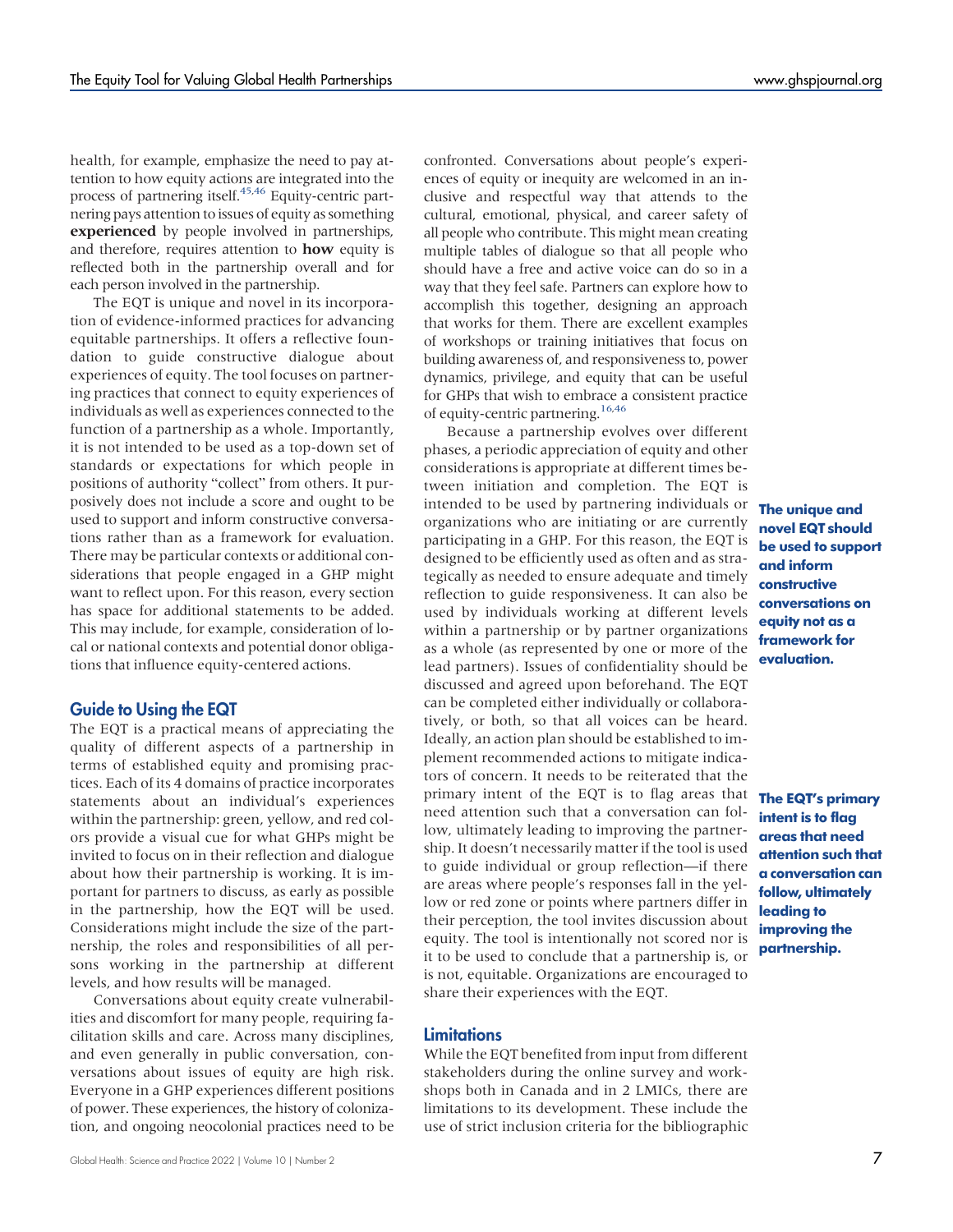health, for example, emphasize the need to pay attention to how equity actions are integrated into the process of partnering itself.[45,46] Equity-centric partnering pays attention to issues of equity as something **experienced** by people involved in partnerships, and therefore, requires attention to **how** equity is reflected both in the partnership overall and for each person involved in the partnership.

The EQT is unique and novel in its incorporation of evidence-informed practices for advancing equitable partnerships. It offers a reflective foundation to guide constructive dialogue about experiences of equity. The tool focuses on partnering practices that connect to equity experiences of individuals as well as experiences connected to the function of a partnership as a whole. Importantly, it is not intended to be used as a top-down set of standards or expectations for which people in positions of authority "collect" from others. It purposively does not include a score and ought to be used to support and inform constructive conversations rather than as a framework for evaluation. There may be particular contexts or additional considerations that people engaged in a GHP might want to reflect upon. For this reason, every section has space for additional statements to be added. This may include, for example, consideration of local or national contexts and potential donor obligations that influence equity-centered actions.

## Guide to Using the EQT

The EQT is a practical means of appreciating the quality of different aspects of a partnership in terms of established equity and promising practices. Each of its 4 domains of practice incorporates statements about an individual's experiences within the partnership: green, yellow, and red colors provide a visual cue for what GHPs might be invited to focus on in their reflection and dialogue about how their partnership is working. It is important for partners to discuss, as early as possible in the partnership, how the EQT will be used. Considerations might include the size of the partnership, the roles and responsibilities of all persons working in the partnership at different levels, and how results will be managed.

Conversations about equity create vulnerabilities and discomfort for many people, requiring facilitation skills and care. Across many disciplines, and even generally in public conversation, conversations about issues of equity are high risk. Everyone in a GHP experiences different positions of power. These experiences, the history of colonization, and ongoing neocolonial practices need to be confronted. Conversations about people's experiences of equity or inequity are welcomed in an inclusive and respectful way that attends to the cultural, emotional, physical, and career safety of all people who contribute. This might mean creating multiple tables of dialogue so that all people who should have a free and active voice can do so in a way that they feel safe. Partners can explore how to accomplish this together, designing an approach that works for them. There are excellent examples of workshops or training initiatives that focus on building awareness of, and responsiveness to, power dynamics, privilege, and equity that can be useful for GHPs that wish to embrace a consistent practice of equity-centric partnering.[16,46]

Because a partnership evolves over different phases, a periodic appreciation of equity and other considerations is appropriate at different times between initiation and completion. The EQT is intended to be used by partnering individuals or organizations who are initiating or are currently participating in a GHP. For this reason, the EQT is designed to be efficiently used as often and as strategically as needed to ensure adequate and timely reflection to guide responsiveness. It can also be used by individuals working at different levels within a partnership or by partner organizations as a whole (as represented by one or more of the lead partners). Issues of confidentiality should be discussed and agreed upon beforehand. The EQT can be completed either individually or collaboratively, or both, so that all voices can be heard. Ideally, an action plan should be established to implement recommended actions to mitigate indicators of concern. It needs to be reiterated that the primary intent of the EQT is to flag areas that need attention such that a conversation can follow, ultimately leading to improving the partnership. It doesn't necessarily matter if the tool is used to guide individual or group reflection—if there are areas where people's responses fall in the yellow or red zone or points where partners differ in their perception, the tool invites discussion about equity. The tool is intentionally not scored nor is it to be used to conclude that a partnership is, or is not, equitable. Organizations are encouraged to share their experiences with the EQT.

**The unique and novel EQT should be used to support and inform constructive conversations on equity not as a framework for evaluation.**

**The EQT's primary intent is to flag areas that need attention such that a conversation can follow, ultimately leading to improving the partnership.**

## Limitations

While the EQT benefited from input from different stakeholders during the online survey and workshops both in Canada and in 2 LMICs, there are limitations to its development. These include the use of strict inclusion criteria for the bibliographic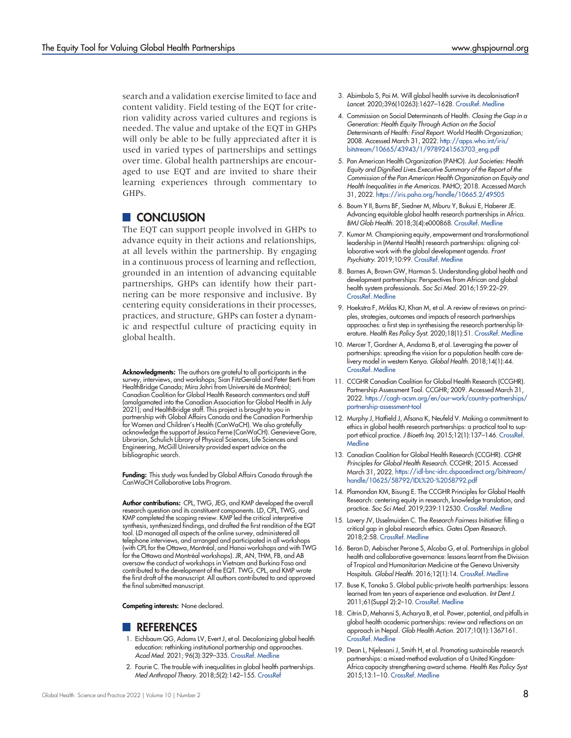search and a validation exercise limited to face and content validity. Field testing of the EQT for criterion validity across varied cultures and regions is needed. The value and uptake of the EQT in GHPs will only be able to be fully appreciated after it is used in varied types of partnerships and settings over time. Global health partnerships are encouraged to use EQT and are invited to share their learning experiences through commentary to GHPs.

## CONCLUSION

The EQT can support people involved in GHPs to advance equity in their actions and relationships, at all levels within the partnership. By engaging in a continuous process of learning and reflection, grounded in an intention of advancing equitable partnerships, GHPs can identify how their partnering can be more responsive and inclusive. By centering equity considerations in their processes, practices, and structure, GHPs can foster a dynamic and respectful culture of practicing equity in global health.

**Acknowledgments:** The authors are grateful to all participants in the survey, interviews, and workshops; Sian FitzGerald and Peter Berti from HealthBridge Canada; Mira Johri from Université de Montréal; Canadian Coalition for Global Health Research commentors and staff (amalgamated into the Canadian Association for Global Health in July 2021); and HealthBridge staff. This project is brought to you in partnership with Global Affairs Canada and the Canadian Partnership for Women and Children's Health (CanWaCH). We also gratefully acknowledge the support of Jessica Ferne (CanWaCH). Genevieve Gore, Librarian, Schulich Library of Physical Sciences, Life Sciences and Engineering, McGill University provided expert advice on the bibliographic search.

**Funding:** This study was funded by Global Affairs Canada through the CanWaCH Collaborative Labs Program.

**Author contributions:** CPL, TWG, JEG, and KMP developed the overall research question and its constituent components. LD, CPL, TWG, and KMP completed the scoping review. KMP led the critical interpretive synthesis, synthesized findings, and drafted the first rendition of the EQT tool. LD managed all aspects of the online survey, administered all telephone interviews, and arranged and participated in all workshops (with CPL for the Ottawa, Montréal, and Hanoi workshops and with TWG for the Ottawa and Montréal workshops). JR, AN, THM, FB, and AB oversaw the conduct of workshops in Vietnam and Burkina Faso and contributed to the development of the EQT. TWG, CPL, and KMP wrote the first draft of the manuscript. All authors contributed to and approved the final submitted manuscript.

**Competing interests:** None declared.

## REFERENCES

1. Eichbaum QG, Adams LV, Evert J, et al. Decolonizing global health education: rethinking institutional partnership and approaches. *Acad Med.* 2021; 96(3):329–335. CrossRef. Medline
2. Fourie C. The trouble with inequalities in global health partnerships. *Med Anthropol Theory.* 2018;5(2):142–155. CrossRef
3. Abimbola S, Pai M. Will global health survive its decolonisation? *Lancet.* 2020;396(10263):1627–1628. CrossRef. Medline
4. Commission on Social Determinants of Health. *Closing the Gap in a Generation: Health Equity Through Action on the Social Determinants of Health: Final Report.* World Health Organization; 2008. Accessed March 31, 2022. http://apps.who.int/iris/bitstream/10665/43943/1/9789241563703_eng.pdf
5. Pan American Health Organization (PAHO). *Just Societies: Health Equity and Dignified Lives.Executive Summary of the Report of the Commission of the Pan American Health Organization on Equity and Health Inequalities in the Americas.* PAHO; 2018. Accessed March 31, 2022. https://iris.paho.org/handle/10665.2/49505
6. Boum Y II, Burns BF, Siedner M, Mburu Y, Bukusi E, Haberer JE. Advancing equitable global health research partnerships in Africa. *BMJ Glob Health.* 2018;3(4):e000868. CrossRef. Medline
7. Kumar M. Championing equity, empowerment and transformational leadership in (Mental Health) research partnerships: aligning collaborative work with the global development agenda. *Front Psychiatry.* 2019;10:99. CrossRef. Medline
8. Barnes A, Brown GW, Harman S. Understanding global health and development partnerships: Perspectives from African and global health system professionals. *Soc Sci Med.* 2016;159:22–29. CrossRef. Medline
9. Hoekstra F, Mrklas KJ, Khan M, et al. A review of reviews on principles, strategies, outcomes and impacts of research partnerships approaches: a first step in synthesising the research partnership literature. *Health Res Policy Syst.* 2020;18(1):51. CrossRef. Medline
10. Mercer T, Gardner A, Andama B, et al. Leveraging the power of partnerships: spreading the vision for a population health care delivery model in western Kenya. *Global Health.* 2018;14(1):44. CrossRef. Medline
11. CCGHR Canadian Coalition for Global Health Research (CCGHR). Partnership Assessment Tool. CCGHR; 2009. Accessed March 31, 2022. https://cagh-acsm.org/en/our-work/country-partnerships/partnership-assessment-tool
12. Murphy J, Hatfield J, Afsana K, Neufeld V. Making a commitment to ethics in global health research partnerships: a practical tool to support ethical practice. *J Bioeth Inq.* 2015;12(1):137–146. CrossRef. Medline
13. Canadian Coalition for Global Health Research (CCGHR). *CGHR Principles for Global Health Research.* CCGHR; 2015. Accessed March 31, 2022. https://idl-bnc-idrc.dspacedirect.org/bitstream/handle/10625/58792/IDL%20-%2058792.pdf
14. Plamondon KM, Bisung E. The CCGHR Principles for Global Health Research: centering equity in research, knowledge translation, and practice. *Soc Sci Med.* 2019;239:112530. CrossRef. Medline
15. Lavery JV, IJsselmuiden C. The *Research Fairness Initiative*: filling a critical gap in global research ethics. *Gates Open Research.* 2018;2:58. CrossRef. Medline
16. Beran D, Aebischer Perone S, Alcoba G, et al. Partnerships in global health and collaborative governance: lessons learnt from the Division of Tropical and Humanitarian Medicine at the Geneva University Hospitals. *Global Health.* 2016;12(1):14. CrossRef. Medline
17. Buse K, Tanaka S. Global public-private health partnerships: lessons learned from ten years of experience and evaluation. *Int Dent J.* 2011;61(Suppl 2):2–10. CrossRef. Medline
18. Citrin D, Mehanni S, Acharya B, et al. Power, potential, and pitfalls in global health academic partnerships: review and reflections on an approach in Nepal. *Glob Health Action.* 2017;10(1):1367161. CrossRef. Medline
19. Dean L, Njelesani J, Smith H, et al. Promoting sustainable research partnerships: a mixed-method evaluation of a United Kingdom-Africa capacity strengthening award scheme. *Health Res Policy Syst* 2015;13:1–10. CrossRef. Medline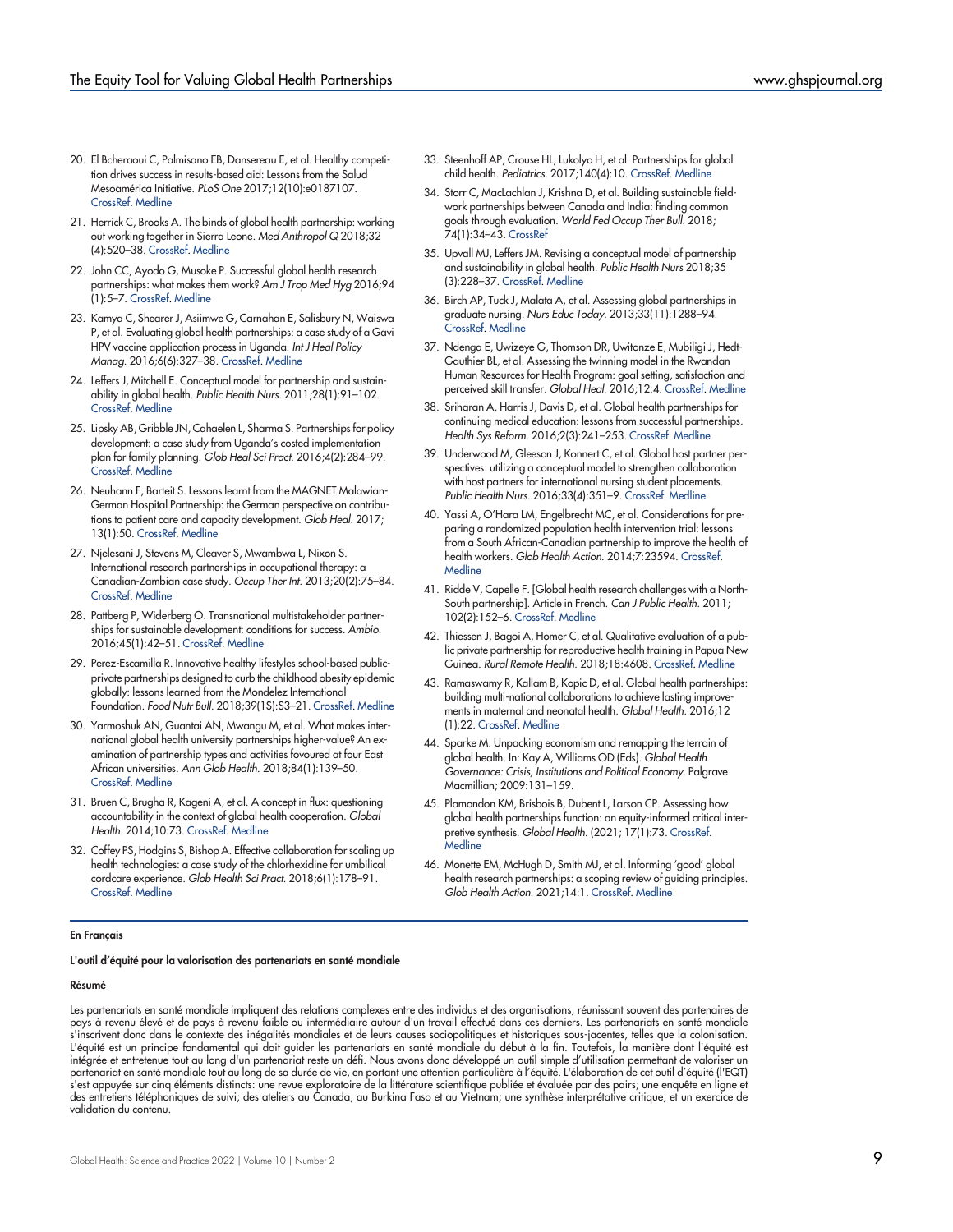20. El Bcheraoui C, Palmisano EB, Dansereau E, et al. Healthy competition drives success in results-based aid: Lessons from the Salud Mesoamérica Initiative. *PLoS One* 2017;12(10):e0187107. CrossRef. Medline

21. Herrick C, Brooks A. The binds of global health partnership: working out working together in Sierra Leone. *Med Anthropol Q* 2018;32 (4):520–38. CrossRef. Medline

22. John CC, Ayodo G, Musoke P. Successful global health research partnerships: what makes them work? *Am J Trop Med Hyg* 2016;94 (1):5–7. CrossRef. Medline

23. Kamya C, Shearer J, Asiimwe G, Carnahan E, Salisbury N, Waiswa P, et al. Evaluating global health partnerships: a case study of a Gavi HPV vaccine application process in Uganda. *Int J Heal Policy Manag.* 2016;6(6):327–38. CrossRef. Medline

24. Leffers J, Mitchell E. Conceptual model for partnership and sustainability in global health. *Public Health Nurs.* 2011;28(1):91–102. CrossRef. Medline

25. Lipsky AB, Gribble JN, Cahaelen L, Sharma S. Partnerships for policy development: a case study from Uganda's costed implementation plan for family planning. *Glob Heal Sci Pract.* 2016;4(2):284–99. CrossRef. Medline

26. Neuhann F, Barteit S. Lessons learnt from the MAGNET Malawian-German Hospital Partnership: the German perspective on contributions to patient care and capacity development. *Glob Heal.* 2017; 13(1):50. CrossRef. Medline

27. Njelesani J, Stevens M, Cleaver S, Mwambwa L, Nixon S. International research partnerships in occupational therapy: a Canadian-Zambian case study. *Occup Ther Int.* 2013;20(2):75–84. CrossRef. Medline

28. Pattberg P, Widerberg O. Transnational multistakeholder partnerships for sustainable development: conditions for success. *Ambio.* 2016;45(1):42–51. CrossRef. Medline

29. Perez-Escamilla R. Innovative healthy lifestyles school-based public-private partnerships designed to curb the childhood obesity epidemic globally: lessons learned from the Mondelez International Foundation. *Food Nutr Bull.* 2018;39(1S):S3–21. CrossRef. Medline

30. Yarmoshuk AN, Guantai AN, Mwangu M, et al. What makes international global health university partnerships higher-value? An examination of partnership types and activities favoured at four East African universities. *Ann Glob Health.* 2018;84(1):139–50. CrossRef. Medline

31. Bruen C, Brugha R, Kageni A, et al. A concept in flux: questioning accountability in the context of global health cooperation. *Global Health.* 2014;10:73. CrossRef. Medline

32. Coffey PS, Hodgins S, Bishop A. Effective collaboration for scaling up health technologies: a case study of the chlorhexidine for umbilical cordcare experience. *Glob Health Sci Pract.* 2018;6(1):178–91. CrossRef. Medline

33. Steenhoff AP, Crouse HL, Lukolyo H, et al. Partnerships for global child health. *Pediatrics.* 2017;140(4):10. CrossRef. Medline

34. Storr C, MacLachlan J, Krishna D, et al. Building sustainable fieldwork partnerships between Canada and India: finding common goals through evaluation. *World Fed Occup Ther Bull.* 2018; 74(1):34–43. CrossRef

35. Upvall MJ, Leffers JM. Revising a conceptual model of partnership and sustainability in global health. *Public Health Nurs* 2018;35 (3):228–37. CrossRef. Medline

36. Birch AP, Tuck J, Malata A, et al. Assessing global partnerships in graduate nursing. *Nurs Educ Today.* 2013;33(11):1288–94. CrossRef. Medline

37. Ndenga E, Uwizeye G, Thomson DR, Uwitonze E, Mubiligi J, Hedt-Gauthier BL, et al. Assessing the twinning model in the Rwandan Human Resources for Health Program: goal setting, satisfaction and perceived skill transfer. *Global Heal.* 2016;12:4. CrossRef. Medline

38. Sriharan A, Harris J, Davis D, et al. Global health partnerships for continuing medical education: lessons from successful partnerships. *Health Sys Reform.* 2016;2(3):241–253. CrossRef. Medline

39. Underwood M, Gleeson J, Konnert C, et al. Global host partner perspectives: utilizing a conceptual model to strengthen collaboration with host partners for international nursing student placements. *Public Health Nurs.* 2016;33(4):351–9. CrossRef. Medline

40. Yassi A, O'Hara LM, Engelbrecht MC, et al. Considerations for preparing a randomized population health intervention trial: lessons from a South African-Canadian partnership to improve the health of health workers. *Glob Health Action.* 2014;7:23594. CrossRef. Medline

41. Ridde V, Capelle F. [Global health research challenges with a North-South partnership]. Article in French. *Can J Public Health.* 2011; 102(2):152–6. CrossRef. Medline

42. Thiessen J, Bagoi A, Homer C, et al. Qualitative evaluation of a public private partnership for reproductive health training in Papua New Guinea. *Rural Remote Health.* 2018;18:4608. CrossRef. Medline

43. Ramaswamy R, Kallam B, Kopic D, et al. Global health partnerships: building multi-national collaborations to achieve lasting improvements in maternal and neonatal health. *Global Health.* 2016;12 (1):22. CrossRef. Medline

44. Sparke M. Unpacking economism and remapping the terrain of global health. In: Kay A, Williams OD (Eds). *Global Health Governance: Crisis, Institutions and Political Economy.* Palgrave Macmillian; 2009:131–159.

45. Plamondon KM, Brisbois B, Dubent L, Larson CP. Assessing how global health partnerships function: an equity-informed critical interpretive synthesis. *Global Health.* (2021; 17(1):73. CrossRef. Medline

46. Monette EM, McHugh D, Smith MJ, et al. Informing 'good' global health research partnerships: a scoping review of guiding principles. *Glob Health Action.* 2021;14:1. CrossRef. Medline

---

**En Français**

**L'outil d'équité pour la valorisation des partenariats en santé mondiale**

**Résumé**

Les partenariats en santé mondiale impliquent des relations complexes entre des individus et des organisations, réunissant souvent des partenaires de pays à revenu élevé et de pays à revenu faible ou intermédiaire autour d'un travail effectué dans ces derniers. Les partenariats en santé mondiale s'inscrivent donc dans le contexte des inégalités mondiales et de leurs causes sociopolitiques et historiques sous-jacentes, telles que la colonisation. L'équité est un principe fondamental qui doit guider les partenariats en santé mondiale du début à la fin. Toutefois, la manière dont l'équité est intégrée et entretenue tout au long d'un partenariat reste un défi. Nous avons donc développé un outil simple d'utilisation permettant de valoriser un partenariat en santé mondiale tout au long de sa durée de vie, en portant une attention particulière à l'équité. L'élaboration de cet outil d'équité (l'EQT) s'est appuyée sur cinq éléments distincts: une revue exploratoire de la littérature scientifique publiée et évaluée par des pairs; une enquête en ligne et des entretiens téléphoniques de suivi; des ateliers au Canada, au Burkina Faso et au Vietnam; une synthèse interprétative critique; et un exercice de validation du contenu.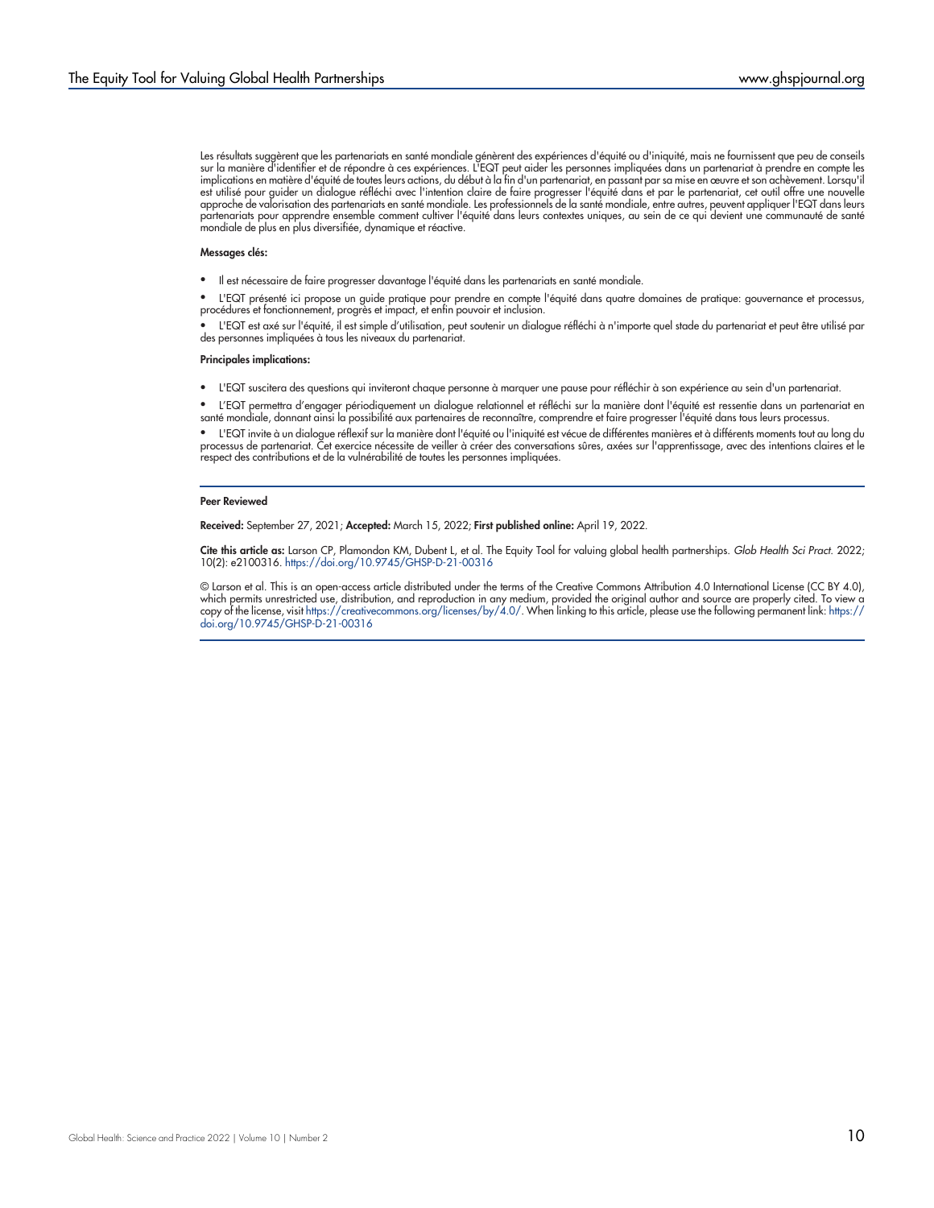Les résultats suggèrent que les partenariats en santé mondiale génèrent des expériences d'équité ou d'iniquité, mais ne fournissent que peu de conseils sur la manière d'identifier et de répondre à ces expériences. L'EQT peut aider les personnes impliquées dans un partenariat à prendre en compte les implications en matière d'équité de toutes leurs actions, du début à la fin d'un partenariat, en passant par sa mise en œuvre et son achèvement. Lorsqu'il est utilisé pour guider un dialogue réfléchi avec l'intention claire de faire progresser l'équité dans et par le partenariat, cet outil offre une nouvelle approche de valorisation des partenariats en santé mondiale. Les professionnels de la santé mondiale, entre autres, peuvent appliquer l'EQT dans leurs partenariats pour apprendre ensemble comment cultiver l'équité dans leurs contextes uniques, au sein de ce qui devient une communauté de santé mondiale de plus en plus diversifiée, dynamique et réactive.

**Messages clés:**

- Il est nécessaire de faire progresser davantage l'équité dans les partenariats en santé mondiale.
- L'EQT présenté ici propose un guide pratique pour prendre en compte l'équité dans quatre domaines de pratique: gouvernance et processus, procédures et fonctionnement, progrès et impact, et enfin pouvoir et inclusion.
- L'EQT est axé sur l'équité, il est simple d'utilisation, peut soutenir un dialogue réfléchi à n'importe quel stade du partenariat et peut être utilisé par des personnes impliquées à tous les niveaux du partenariat.

**Principales implications:**

- L'EQT suscitera des questions qui inviteront chaque personne à marquer une pause pour réfléchir à son expérience au sein d'un partenariat.
- L'EQT permettra d'engager périodiquement un dialogue relationnel et réfléchi sur la manière dont l'équité est ressentie dans un partenariat en santé mondiale, donnant ainsi la possibilité aux partenaires de reconnaître, comprendre et faire progresser l'équité dans tous leurs processus.
- L'EQT invite à un dialogue réflexif sur la manière dont l'équité ou l'iniquité est vécue de différentes manières et à différents moments tout au long du processus de partenariat. Cet exercice nécessite de veiller à créer des conversations sûres, axées sur l'apprentissage, avec des intentions claires et le respect des contributions et de la vulnérabilité de toutes les personnes impliquées.

**Peer Reviewed**

**Received:** September 27, 2021; **Accepted:** March 15, 2022; **First published online:** April 19, 2022.

**Cite this article as:** Larson CP, Plamondon KM, Dubent L, et al. The Equity Tool for valuing global health partnerships. *Glob Health Sci Pract.* 2022; 10(2): e2100316. https://doi.org/10.9745/GHSP-D-21-00316

© Larson et al. This is an open-access article distributed under the terms of the Creative Commons Attribution 4.0 International License (CC BY 4.0), which permits unrestricted use, distribution, and reproduction in any medium, provided the original author and source are properly cited. To view a copy of the license, visit https://creativecommons.org/licenses/by/4.0/. When linking to this article, please use the following permanent link: https://doi.org/10.9745/GHSP-D-21-00316